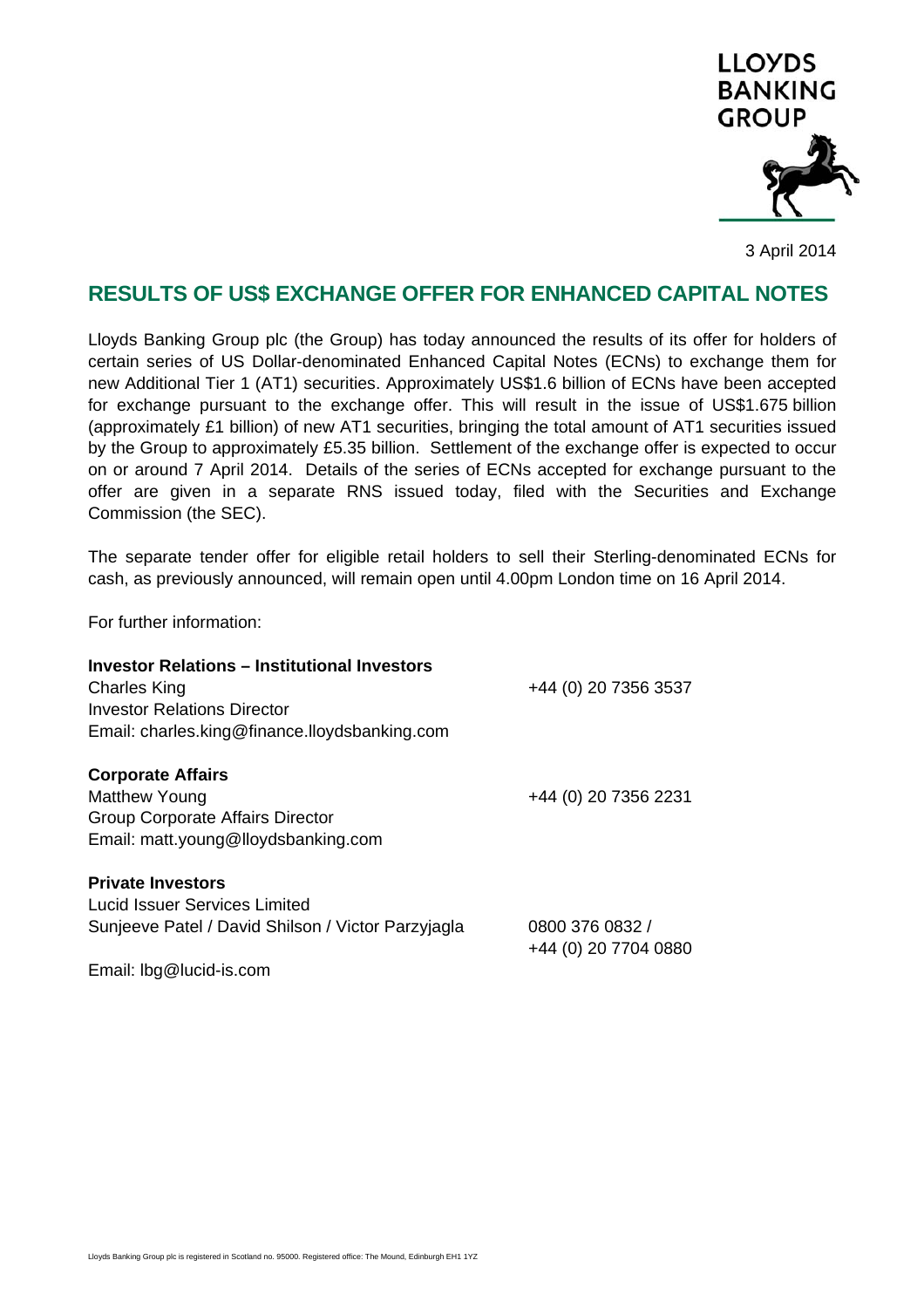LLOYDS BANKING GROUP

3 April 2014

# RESULTS OF US$ EXCHANGE OFFER FOR ENHANCED CAPITAL NOTES

Lloyds Banking Group plc (the Group) has today announced the results of its offer for holders of certain series of US Dollar-denominated Enhanced Capital Notes (ECNs) to exchange them for new Additional Tier 1 (AT1) securities. Approximately US$1.6 billion of ECNs have been accepted for exchange pursuant to the exchange offer. This will result in the issue of US$1.675 billion (approximately £1 billion) of new AT1 securities, bringing the total amount of AT1 securities issued by the Group to approximately £5.35 billion. Settlement of the exchange offer is expected to occur on or around 7 April 2014. Details of the series of ECNs accepted for exchange pursuant to the offer are given in a separate RNS issued today, filed with the Securities and Exchange Commission (the SEC).

The separate tender offer for eligible retail holders to sell their Sterling-denominated ECNs for cash, as previously announced, will remain open until 4.00pm London time on 16 April 2014.

For further information:

**Investor Relations – Institutional Investors**
Charles King — +44 (0) 20 7356 3537
Investor Relations Director
Email: charles.king@finance.lloydsbanking.com

**Corporate Affairs**
Matthew Young — +44 (0) 20 7356 2231
Group Corporate Affairs Director
Email: matt.young@lloydsbanking.com

**Private Investors**
Lucid Issuer Services Limited
Sunjeeve Patel / David Shilson / Victor Parzyjagla — 0800 376 0832 / +44 (0) 20 7704 0880
Email: lbg@lucid-is.com

Lloyds Banking Group plc is registered in Scotland no. 95000. Registered office: The Mound, Edinburgh EH1 1YZ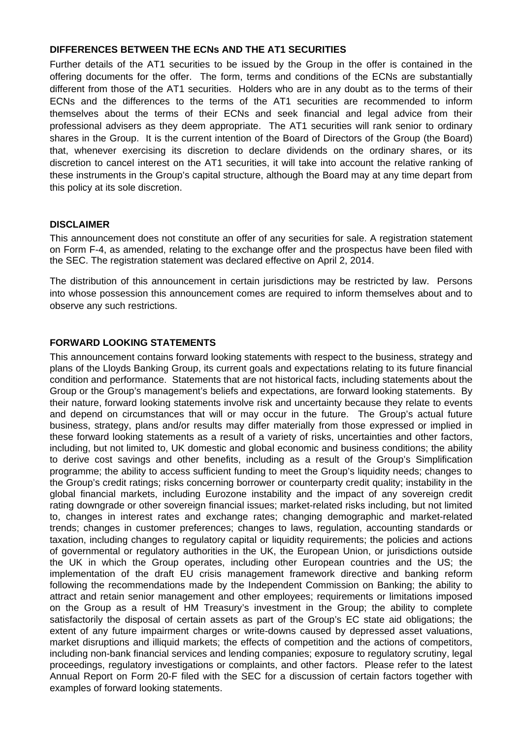### DIFFERENCES BETWEEN THE ECNs AND THE AT1 SECURITIES

Further details of the AT1 securities to be issued by the Group in the offer is contained in the offering documents for the offer. The form, terms and conditions of the ECNs are substantially different from those of the AT1 securities. Holders who are in any doubt as to the terms of their ECNs and the differences to the terms of the AT1 securities are recommended to inform themselves about the terms of their ECNs and seek financial and legal advice from their professional advisers as they deem appropriate. The AT1 securities will rank senior to ordinary shares in the Group. It is the current intention of the Board of Directors of the Group (the Board) that, whenever exercising its discretion to declare dividends on the ordinary shares, or its discretion to cancel interest on the AT1 securities, it will take into account the relative ranking of these instruments in the Group's capital structure, although the Board may at any time depart from this policy at its sole discretion.

### DISCLAIMER

This announcement does not constitute an offer of any securities for sale. A registration statement on Form F-4, as amended, relating to the exchange offer and the prospectus have been filed with the SEC. The registration statement was declared effective on April 2, 2014.

The distribution of this announcement in certain jurisdictions may be restricted by law. Persons into whose possession this announcement comes are required to inform themselves about and to observe any such restrictions.

### FORWARD LOOKING STATEMENTS

This announcement contains forward looking statements with respect to the business, strategy and plans of the Lloyds Banking Group, its current goals and expectations relating to its future financial condition and performance. Statements that are not historical facts, including statements about the Group or the Group's management's beliefs and expectations, are forward looking statements. By their nature, forward looking statements involve risk and uncertainty because they relate to events and depend on circumstances that will or may occur in the future. The Group's actual future business, strategy, plans and/or results may differ materially from those expressed or implied in these forward looking statements as a result of a variety of risks, uncertainties and other factors, including, but not limited to, UK domestic and global economic and business conditions; the ability to derive cost savings and other benefits, including as a result of the Group's Simplification programme; the ability to access sufficient funding to meet the Group's liquidity needs; changes to the Group's credit ratings; risks concerning borrower or counterparty credit quality; instability in the global financial markets, including Eurozone instability and the impact of any sovereign credit rating downgrade or other sovereign financial issues; market-related risks including, but not limited to, changes in interest rates and exchange rates; changing demographic and market-related trends; changes in customer preferences; changes to laws, regulation, accounting standards or taxation, including changes to regulatory capital or liquidity requirements; the policies and actions of governmental or regulatory authorities in the UK, the European Union, or jurisdictions outside the UK in which the Group operates, including other European countries and the US; the implementation of the draft EU crisis management framework directive and banking reform following the recommendations made by the Independent Commission on Banking; the ability to attract and retain senior management and other employees; requirements or limitations imposed on the Group as a result of HM Treasury's investment in the Group; the ability to complete satisfactorily the disposal of certain assets as part of the Group's EC state aid obligations; the extent of any future impairment charges or write-downs caused by depressed asset valuations, market disruptions and illiquid markets; the effects of competition and the actions of competitors, including non-bank financial services and lending companies; exposure to regulatory scrutiny, legal proceedings, regulatory investigations or complaints, and other factors. Please refer to the latest Annual Report on Form 20-F filed with the SEC for a discussion of certain factors together with examples of forward looking statements.